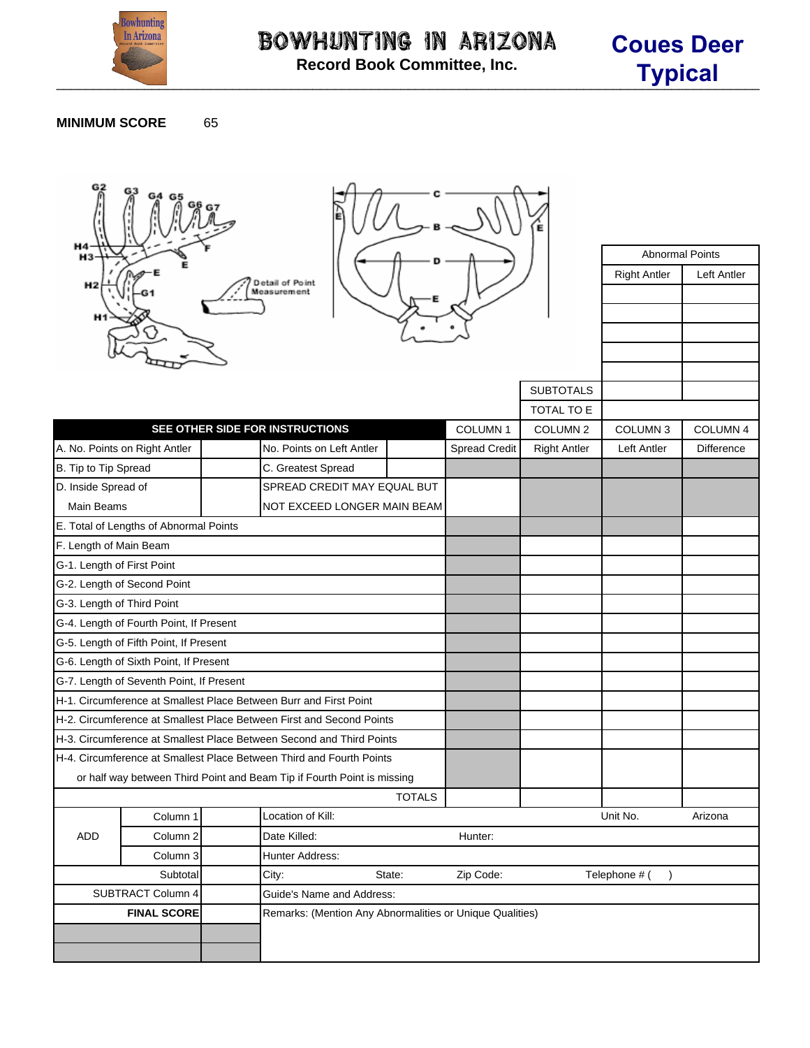# BOWHUNTING IN ARIZONA

**Record Book Committee, Inc.**

## Coues Deer Typical

**MINIMUM SCORE** 65

| Abnormal Points | |
|---|---|
| Right Antler | Left Antler |
| | |
| | |
| | |
| | |
| | |
| SUBTOTALS | |
| TOTAL TO E | |

| SEE OTHER SIDE FOR INSTRUCTIONS | | | | COLUMN 1 | COLUMN 2 | COLUMN 3 | COLUMN 4 |
|---|---|---|---|---|---|---|---|
| A. No. Points on Right Antler | | No. Points on Left Antler | | Spread Credit | Right Antler | Left Antler | Difference |
| B. Tip to Tip Spread | | C. Greatest Spread | | | | | |
| D. Inside Spread of Main Beams | | SPREAD CREDIT MAY EQUAL BUT NOT EXCEED LONGER MAIN BEAM | | | | | |
| E. Total of Lengths of Abnormal Points | | | | | | | |
| F. Length of Main Beam | | | | | | | |
| G-1. Length of First Point | | | | | | | |
| G-2. Length of Second Point | | | | | | | |
| G-3. Length of Third Point | | | | | | | |
| G-4. Length of Fourth Point, If Present | | | | | | | |
| G-5. Length of Fifth Point, If Present | | | | | | | |
| G-6. Length of Sixth Point, If Present | | | | | | | |
| G-7. Length of Seventh Point, If Present | | | | | | | |
| H-1. Circumference at Smallest Place Between Burr and First Point | | | | | | | |
| H-2. Circumference at Smallest Place Between First and Second Points | | | | | | | |
| H-3. Circumference at Smallest Place Between Second and Third Points | | | | | | | |
| H-4. Circumference at Smallest Place Between Third and Fourth Points or half way between Third Point and Beam Tip if Fourth Point is missing | | | | | | | |
| | | | TOTALS | | | | |

| | | | | | |
|---|---|---|---|---|---|
| ADD | Column 1 | | Location of Kill: | Unit No. | Arizona |
| | Column 2 | | Date Killed: | Hunter: | |
| | Column 3 | | Hunter Address: | | |
| | Subtotal | | City: State: | Zip Code: | Telephone # ( ) |
| | SUBTRACT Column 4 | | Guide's Name and Address: | | |
| | **FINAL SCORE** | | Remarks: (Mention Any Abnormalities or Unique Qualities) | | |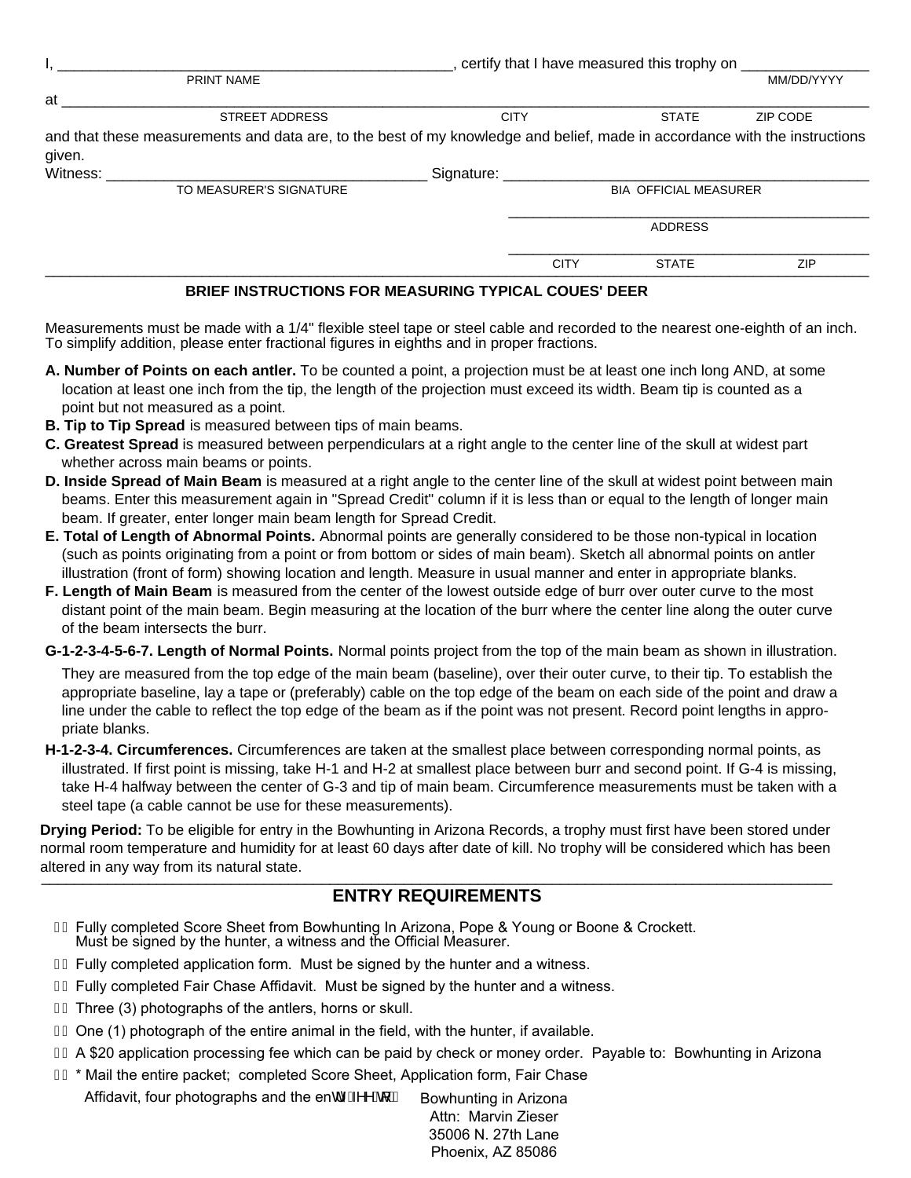I, ________________________________________________, certify that I have measured this trophy on _______________
PRINT NAME MM/DD/YYYY

at ________________________________________________________________________________________________
STREET ADDRESS CITY STATE ZIP CODE

and that these measurements and data are, to the best of my knowledge and belief, made in accordance with the instructions given.

Witness: ______________________________________ Signature: ___________________________________________
TO MEASURER'S SIGNATURE BIA OFFICIAL MEASURER

___________________________________________
ADDRESS

___________________________________________
CITY STATE ZIP

---

**BRIEF INSTRUCTIONS FOR MEASURING TYPICAL COUES' DEER**

Measurements must be made with a 1/4" flexible steel tape or steel cable and recorded to the nearest one-eighth of an inch. To simplify addition, please enter fractional figures in eighths and in proper fractions.

**A. Number of Points on each antler.** To be counted a point, a projection must be at least one inch long AND, at some location at least one inch from the tip, the length of the projection must exceed its width. Beam tip is counted as a point but not measured as a point.

**B. Tip to Tip Spread** is measured between tips of main beams.

**C. Greatest Spread** is measured between perpendiculars at a right angle to the center line of the skull at widest part whether across main beams or points.

**D. Inside Spread of Main Beam** is measured at a right angle to the center line of the skull at widest point between main beams. Enter this measurement again in "Spread Credit" column if it is less than or equal to the length of longer main beam. If greater, enter longer main beam length for Spread Credit.

**E. Total of Length of Abnormal Points.** Abnormal points are generally considered to be those non-typical in location (such as points originating from a point or from bottom or sides of main beam). Sketch all abnormal points on antler illustration (front of form) showing location and length. Measure in usual manner and enter in appropriate blanks.

**F. Length of Main Beam** is measured from the center of the lowest outside edge of burr over outer curve to the most distant point of the main beam. Begin measuring at the location of the burr where the center line along the outer curve of the beam intersects the burr.

**G-1-2-3-4-5-6-7. Length of Normal Points.** Normal points project from the top of the main beam as shown in illustration. They are measured from the top edge of the main beam (baseline), over their outer curve, to their tip. To establish the appropriate baseline, lay a tape or (preferably) cable on the top edge of the beam on each side of the point and draw a line under the cable to reflect the top edge of the beam as if the point was not present. Record point lengths in appropriate blanks.

**H-1-2-3-4. Circumferences.** Circumferences are taken at the smallest place between corresponding normal points, as illustrated. If first point is missing, take H-1 and H-2 at smallest place between burr and second point. If G-4 is missing, take H-4 halfway between the center of G-3 and tip of main beam. Circumference measurements must be taken with a steel tape (a cable cannot be use for these measurements).

**Drying Period:** To be eligible for entry in the Bowhunting in Arizona Records, a trophy must first have been stored under normal room temperature and humidity for at least 60 days after date of kill. No trophy will be considered which has been altered in any way from its natural state.

---

## ENTRY REQUIREMENTS

- Fully completed Score Sheet from Bowhunting In Arizona, Pope & Young or Boone & Crockett. Must be signed by the hunter, a witness and the Official Measurer.
- Fully completed application form. Must be signed by the hunter and a witness.
- Fully completed Fair Chase Affidavit. Must be signed by the hunter and a witness.
- Three (3) photographs of the antlers, horns or skull.
- One (1) photograph of the entire animal in the field, with the hunter, if available.
- A $20 application processing fee which can be paid by check or money order. Payable to: Bowhunting in Arizona
- \* Mail the entire packet; completed Score Sheet, Application form, Fair Chase Affidavit, four photographs and the entry fee to:

Bowhunting in Arizona
Attn: Marvin Zieser
35006 N. 27th Lane
Phoenix, AZ 85086